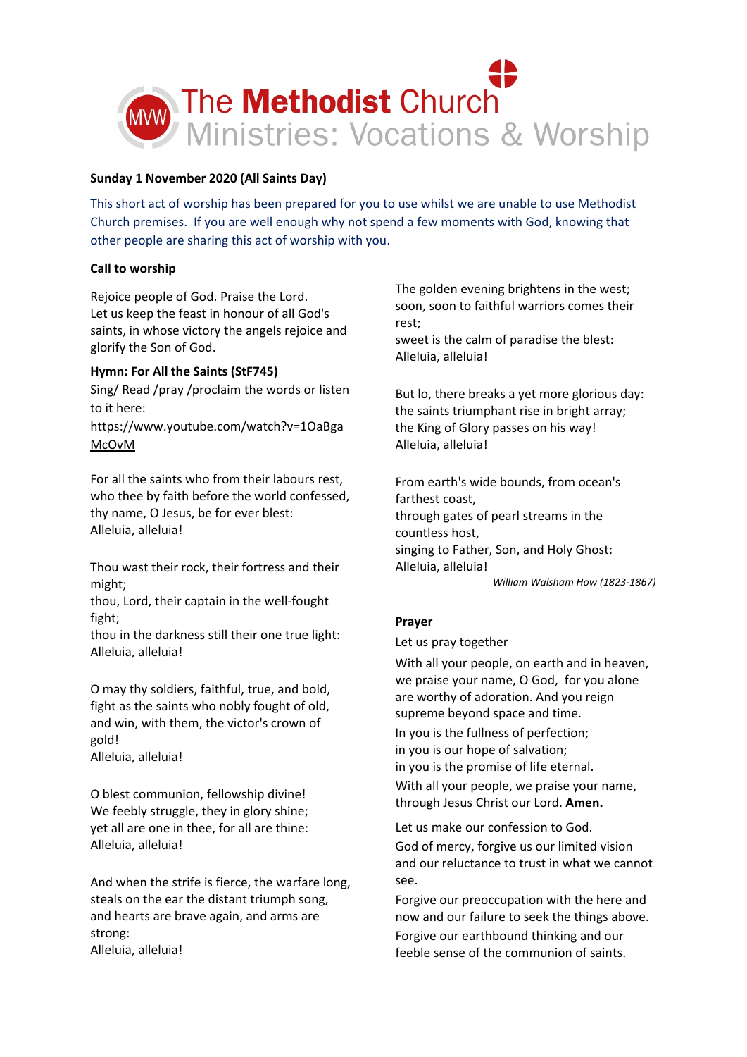# The Methodist Church Ministries: Vocations & Worship

**Sunday 1 November 2020 (All Saints Day)**

This short act of worship has been prepared for you to use whilst we are unable to use Methodist Church premises. If you are well enough why not spend a few moments with God, knowing that other people are sharing this act of worship with you.

**Call to worship**

Rejoice people of God. Praise the Lord.
Let us keep the feast in honour of all God's saints, in whose victory the angels rejoice and glorify the Son of God.

**Hymn: For All the Saints (StF745)**

Sing/ Read /pray /proclaim the words or listen to it here:
https://www.youtube.com/watch?v=1OaBgaMcOvM

For all the saints who from their labours rest,
who thee by faith before the world confessed,
thy name, O Jesus, be for ever blest:
Alleluia, alleluia!

Thou wast their rock, their fortress and their might;
thou, Lord, their captain in the well-fought fight;
thou in the darkness still their one true light:
Alleluia, alleluia!

O may thy soldiers, faithful, true, and bold,
fight as the saints who nobly fought of old,
and win, with them, the victor's crown of gold!
Alleluia, alleluia!

O blest communion, fellowship divine!
We feebly struggle, they in glory shine;
yet all are one in thee, for all are thine:
Alleluia, alleluia!

And when the strife is fierce, the warfare long,
steals on the ear the distant triumph song,
and hearts are brave again, and arms are strong:
Alleluia, alleluia!

The golden evening brightens in the west;
soon, soon to faithful warriors comes their rest;
sweet is the calm of paradise the blest:
Alleluia, alleluia!

But lo, there breaks a yet more glorious day:
the saints triumphant rise in bright array;
the King of Glory passes on his way!
Alleluia, alleluia!

From earth's wide bounds, from ocean's farthest coast,
through gates of pearl streams in the countless host,
singing to Father, Son, and Holy Ghost:
Alleluia, alleluia!

*William Walsham How (1823-1867)*

**Prayer**

Let us pray together

With all your people, on earth and in heaven, we praise your name, O God, for you alone are worthy of adoration. And you reign supreme beyond space and time.

In you is the fullness of perfection;
in you is our hope of salvation;
in you is the promise of life eternal.

With all your people, we praise your name, through Jesus Christ our Lord. **Amen.**

Let us make our confession to God.

God of mercy, forgive us our limited vision and our reluctance to trust in what we cannot see.

Forgive our preoccupation with the here and now and our failure to seek the things above.

Forgive our earthbound thinking and our feeble sense of the communion of saints.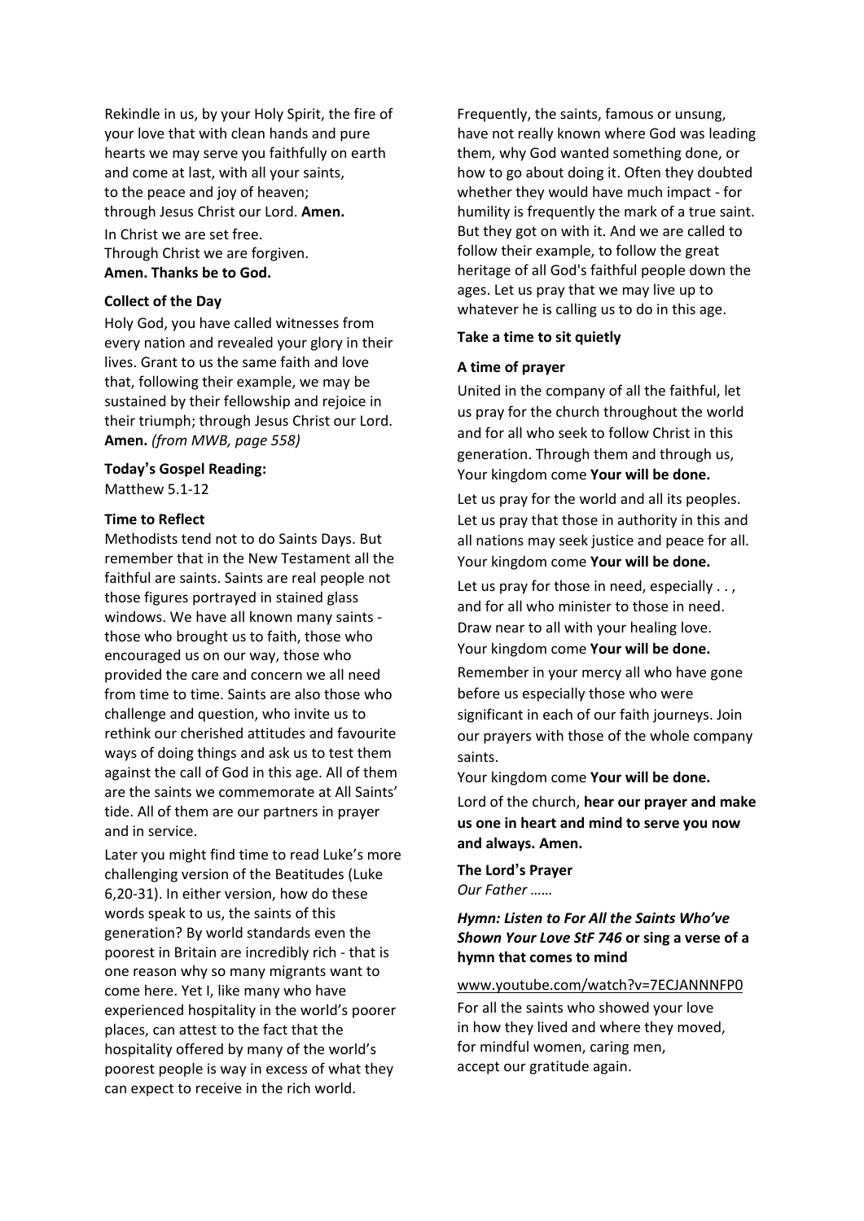Rekindle in us, by your Holy Spirit, the fire of your love that with clean hands and pure hearts we may serve you faithfully on earth and come at last, with all your saints, to the peace and joy of heaven; through Jesus Christ our Lord. **Amen.**

In Christ we are set free.
Through Christ we are forgiven.
**Amen. Thanks be to God.**

**Collect of the Day**

Holy God, you have called witnesses from every nation and revealed your glory in their lives. Grant to us the same faith and love that, following their example, we may be sustained by their fellowship and rejoice in their triumph; through Jesus Christ our Lord. **Amen.** *(from MWB, page 558)*

**Today's Gospel Reading:**
Matthew 5.1-12

**Time to Reflect**

Methodists tend not to do Saints Days. But remember that in the New Testament all the faithful are saints. Saints are real people not those figures portrayed in stained glass windows. We have all known many saints - those who brought us to faith, those who encouraged us on our way, those who provided the care and concern we all need from time to time. Saints are also those who challenge and question, who invite us to rethink our cherished attitudes and favourite ways of doing things and ask us to test them against the call of God in this age. All of them are the saints we commemorate at All Saints' tide. All of them are our partners in prayer and in service.

Later you might find time to read Luke's more challenging version of the Beatitudes (Luke 6,20-31). In either version, how do these words speak to us, the saints of this generation? By world standards even the poorest in Britain are incredibly rich - that is one reason why so many migrants want to come here. Yet I, like many who have experienced hospitality in the world's poorer places, can attest to the fact that the hospitality offered by many of the world's poorest people is way in excess of what they can expect to receive in the rich world.

Frequently, the saints, famous or unsung, have not really known where God was leading them, why God wanted something done, or how to go about doing it. Often they doubted whether they would have much impact - for humility is frequently the mark of a true saint. But they got on with it. And we are called to follow their example, to follow the great heritage of all God's faithful people down the ages. Let us pray that we may live up to whatever he is calling us to do in this age.

**Take a time to sit quietly**

**A time of prayer**

United in the company of all the faithful, let us pray for the church throughout the world and for all who seek to follow Christ in this generation. Through them and through us,
Your kingdom come **Your will be done.**

Let us pray for the world and all its peoples. Let us pray that those in authority in this and all nations may seek justice and peace for all.
Your kingdom come **Your will be done.**

Let us pray for those in need, especially . . , and for all who minister to those in need. Draw near to all with your healing love.
Your kingdom come **Your will be done.**

Remember in your mercy all who have gone before us especially those who were significant in each of our faith journeys. Join our prayers with those of the whole company saints.
Your kingdom come **Your will be done.**

Lord of the church, **hear our prayer and make us one in heart and mind to serve you now and always. Amen.**

**The Lord's Prayer**
*Our Father ……*

***Hymn: Listen to For All the Saints Who've Shown Your Love StF 746* or sing a verse of a hymn that comes to mind**

www.youtube.com/watch?v=7ECJANNNFP0

For all the saints who showed your love
in how they lived and where they moved,
for mindful women, caring men,
accept our gratitude again.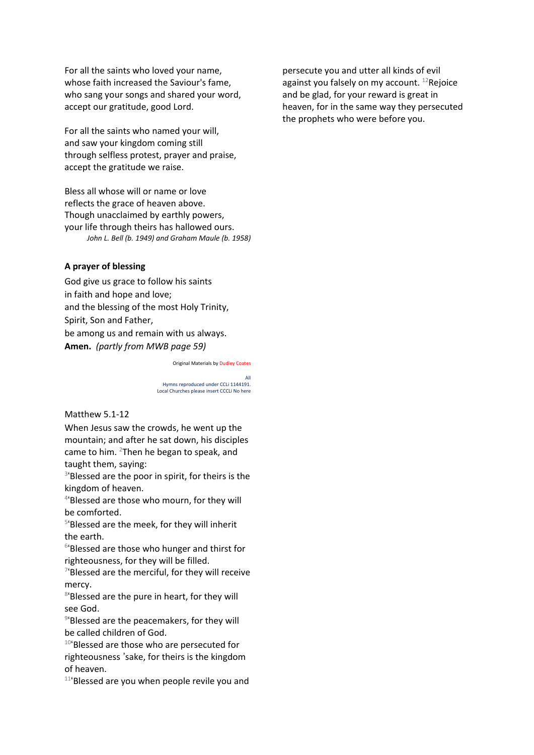For all the saints who loved your name,
whose faith increased the Saviour's fame,
who sang your songs and shared your word,
accept our gratitude, good Lord.

For all the saints who named your will,
and saw your kingdom coming still
through selfless protest, prayer and praise,
accept the gratitude we raise.

Bless all whose will or name or love
reflects the grace of heaven above.
Though unacclaimed by earthly powers,
your life through theirs has hallowed ours.

*John L. Bell (b. 1949) and Graham Maule (b. 1958)*

**A prayer of blessing**

God give us grace to follow his saints
in faith and hope and love;
and the blessing of the most Holy Trinity,
Spirit, Son and Father,
be among us and remain with us always.
**Amen.** *(partly from MWB page 59)*

Original Materials by Dudley Coates

All
Hymns reproduced under CCLi 1144191.
Local Churches please insert CCCLi No here

Matthew 5.1-12

When Jesus saw the crowds, he went up the mountain; and after he sat down, his disciples came to him. [2]Then he began to speak, and taught them, saying:

[3]'Blessed are the poor in spirit, for theirs is the kingdom of heaven.

[4]'Blessed are those who mourn, for they will be comforted.

[5]'Blessed are the meek, for they will inherit the earth.

[6]'Blessed are those who hunger and thirst for righteousness, for they will be filled.

[7]'Blessed are the merciful, for they will receive mercy.

[8]'Blessed are the pure in heart, for they will see God.

[9]'Blessed are the peacemakers, for they will be called children of God.

[10]'Blessed are those who are persecuted for righteousness 'sake, for theirs is the kingdom of heaven.

[11]'Blessed are you when people revile you and persecute you and utter all kinds of evil against you falsely on my account. [12]Rejoice and be glad, for your reward is great in heaven, for in the same way they persecuted the prophets who were before you.